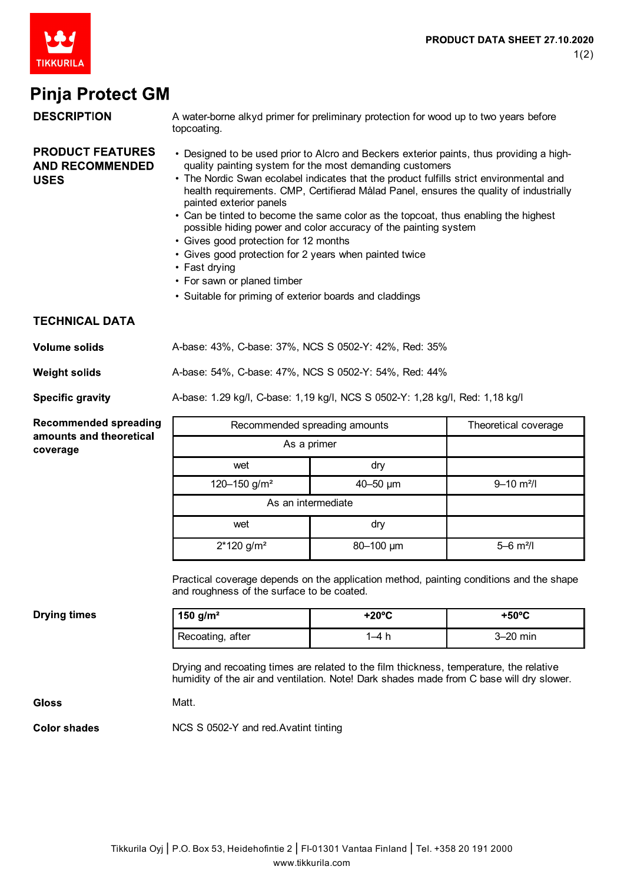# Pinja Protect GM

## DESCRIPTION

A water-borne alkyd primer for preliminary protection for wood up to two years before topcoating.

## PRODUCT FEATURES AND RECOMMENDED USES

- Designed to be used prior to Alcro and Beckers exterior paints, thus providing a high-quality painting system for the most demanding customers
- The Nordic Swan ecolabel indicates that the product fulfills strict environmental and health requirements. CMP, Certifierad Målad Panel, ensures the quality of industrially painted exterior panels
- Can be tinted to become the same color as the topcoat, thus enabling the highest possible hiding power and color accuracy of the painting system
- Gives good protection for 12 months
- Gives good protection for 2 years when painted twice
- Fast drying
- For sawn or planed timber
- Suitable for priming of exterior boards and claddings

## TECHNICAL DATA

**Volume solids**

A-base: 43%, C-base: 37%, NCS S 0502-Y: 42%, Red: 35%

**Weight solids**

A-base: 54%, C-base: 47%, NCS S 0502-Y: 54%, Red: 44%

**Specific gravity**

A-base: 1.29 kg/l, C-base: 1,19 kg/l, NCS S 0502-Y: 1,28 kg/l, Red: 1,18 kg/l

**Recommended spreading amounts and theoretical coverage**

| Recommended spreading amounts | | Theoretical coverage |
|---|---|---|
| As a primer | | |
| wet | dry | |
| 120–150 g/m² | 40–50 µm | 9–10 m²/l |
| As an intermediate | | |
| wet | dry | |
| 2*120 g/m² | 80–100 µm | 5–6 m²/l |

Practical coverage depends on the application method, painting conditions and the shape and roughness of the surface to be coated.

**Drying times**

| 150 g/m² | +20ºC | +50ºC |
|---|---|---|
| Recoating, after | 1–4 h | 3–20 min |

Drying and recoating times are related to the film thickness, temperature, the relative humidity of the air and ventilation. Note! Dark shades made from C base will dry slower.

**Gloss**

Matt.

**Color shades**

NCS S 0502-Y and red.Avatint tinting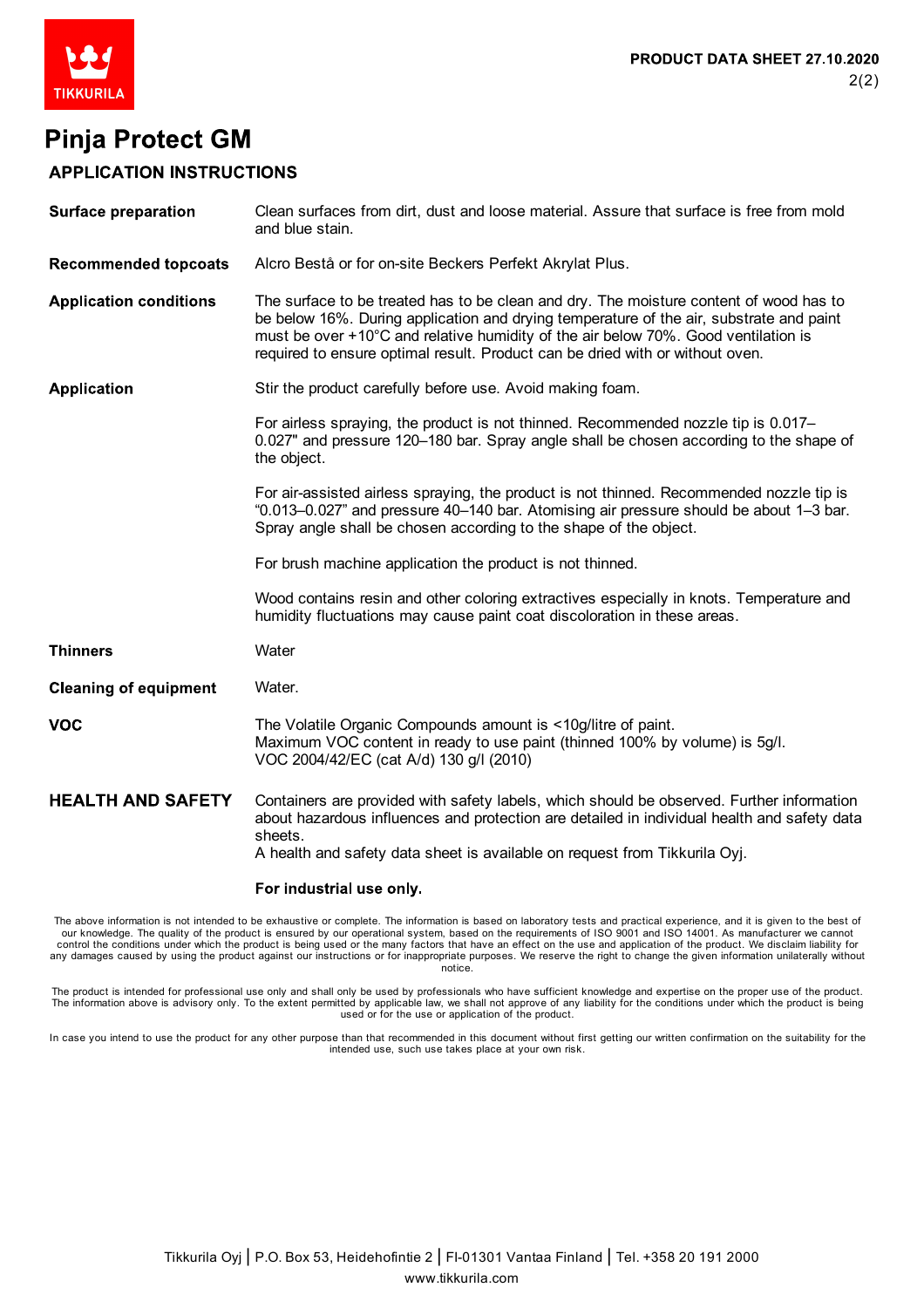# Pinja Protect GM

## APPLICATION INSTRUCTIONS

| | |
|---|---|
| **Surface preparation** | Clean surfaces from dirt, dust and loose material. Assure that surface is free from mold and blue stain. |
| **Recommended topcoats** | Alcro Bestå or for on-site Beckers Perfekt Akrylat Plus. |
| **Application conditions** | The surface to be treated has to be clean and dry. The moisture content of wood has to be below 16%. During application and drying temperature of the air, substrate and paint must be over +10°C and relative humidity of the air below 70%. Good ventilation is required to ensure optimal result. Product can be dried with or without oven. |
| **Application** | Stir the product carefully before use. Avoid making foam.<br><br>For airless spraying, the product is not thinned. Recommended nozzle tip is 0.017–0.027" and pressure 120–180 bar. Spray angle shall be chosen according to the shape of the object.<br><br>For air-assisted airless spraying, the product is not thinned. Recommended nozzle tip is "0.013–0.027" and pressure 40–140 bar. Atomising air pressure should be about 1–3 bar. Spray angle shall be chosen according to the shape of the object.<br><br>For brush machine application the product is not thinned.<br><br>Wood contains resin and other coloring extractives especially in knots. Temperature and humidity fluctuations may cause paint coat discoloration in these areas. |
| **Thinners** | Water |
| **Cleaning of equipment** | Water. |
| **VOC** | The Volatile Organic Compounds amount is <10g/litre of paint.<br>Maximum VOC content in ready to use paint (thinned 100% by volume) is 5g/l.<br>VOC 2004/42/EC (cat A/d) 130 g/l (2010) |

## HEALTH AND SAFETY

Containers are provided with safety labels, which should be observed. Further information about hazardous influences and protection are detailed in individual health and safety data sheets.
A health and safety data sheet is available on request from Tikkurila Oyj.

**For industrial use only.**

The above information is not intended to be exhaustive or complete. The information is based on laboratory tests and practical experience, and it is given to the best of our knowledge. The quality of the product is ensured by our operational system, based on the requirements of ISO 9001 and ISO 14001. As manufacturer we cannot control the conditions under which the product is being used or the many factors that have an effect on the use and application of the product. We disclaim liability for any damages caused by using the product against our instructions or for inappropriate purposes. We reserve the right to change the given information unilaterally without notice.

The product is intended for professional use only and shall only be used by professionals who have sufficient knowledge and expertise on the proper use of the product. The information above is advisory only. To the extent permitted by applicable law, we shall not approve of any liability for the conditions under which the product is being used or for the use or application of the product.

In case you intend to use the product for any other purpose than that recommended in this document without first getting our written confirmation on the suitability for the intended use, such use takes place at your own risk.

Tikkurila Oyj | P.O. Box 53, Heidehofintie 2 | FI-01301 Vantaa Finland | Tel. +358 20 191 2000
www.tikkurila.com